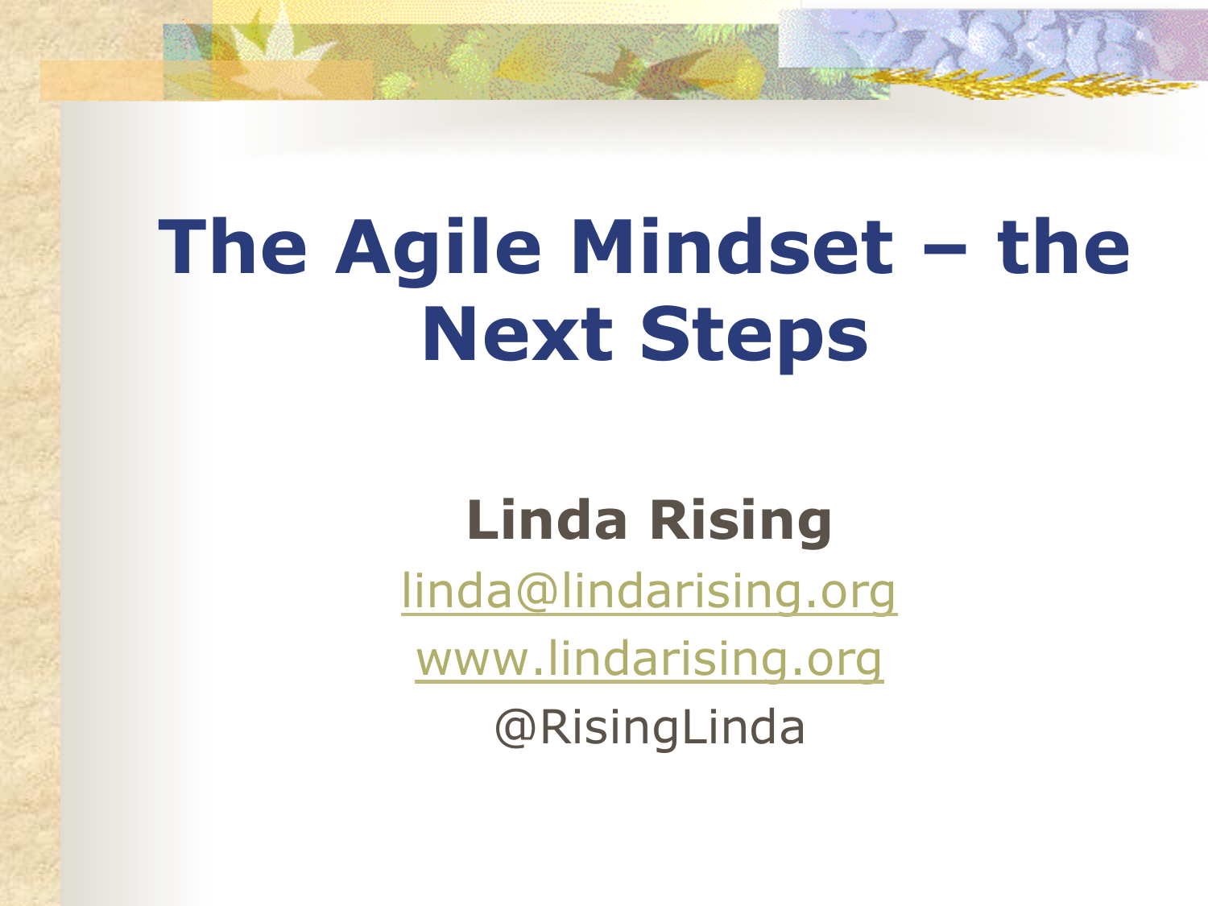# The Agile Mindset – the Next Steps

**Linda Rising**

linda@lindarising.org

www.lindarising.org

@RisingLinda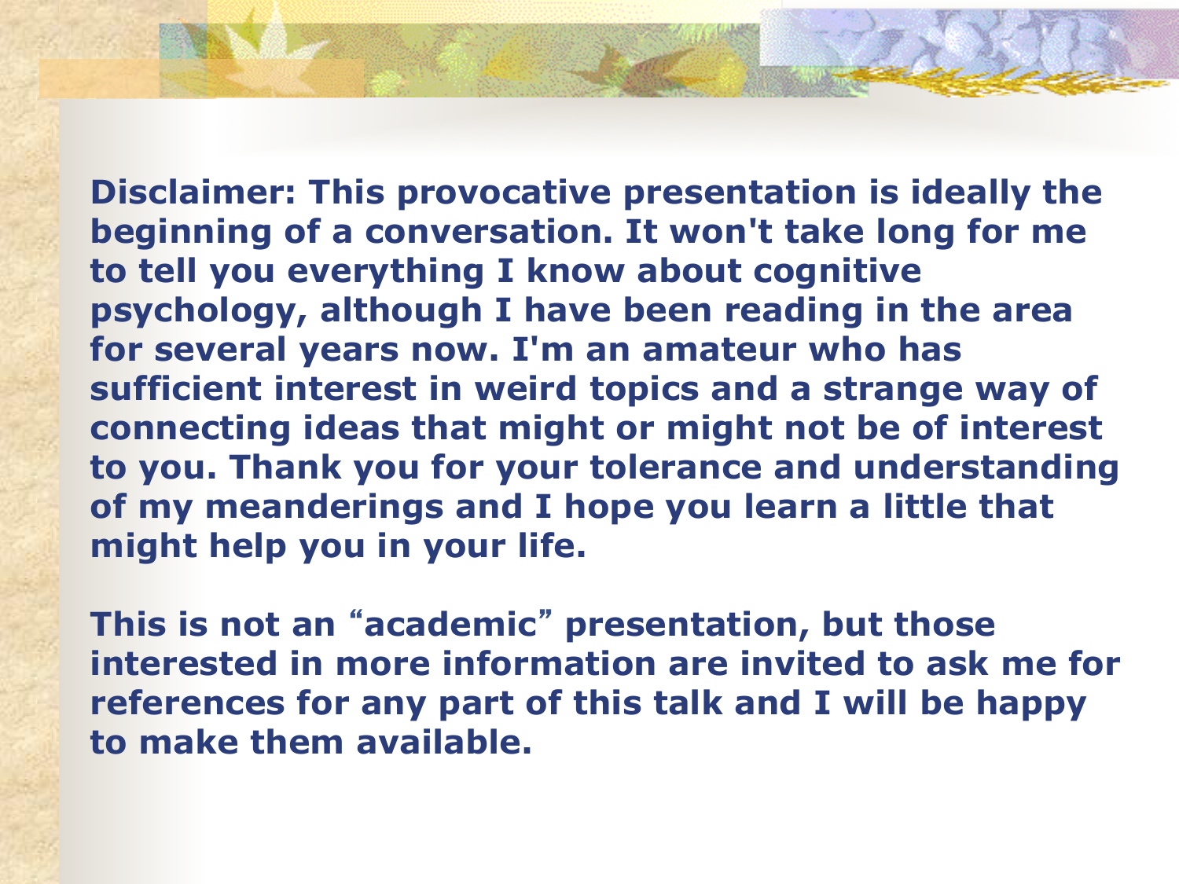**Disclaimer: This provocative presentation is ideally the beginning of a conversation. It won't take long for me to tell you everything I know about cognitive psychology, although I have been reading in the area for several years now. I'm an amateur who has sufficient interest in weird topics and a strange way of connecting ideas that might or might not be of interest to you. Thank you for your tolerance and understanding of my meanderings and I hope you learn a little that might help you in your life.**

**This is not an "academic" presentation, but those interested in more information are invited to ask me for references for any part of this talk and I will be happy to make them available.**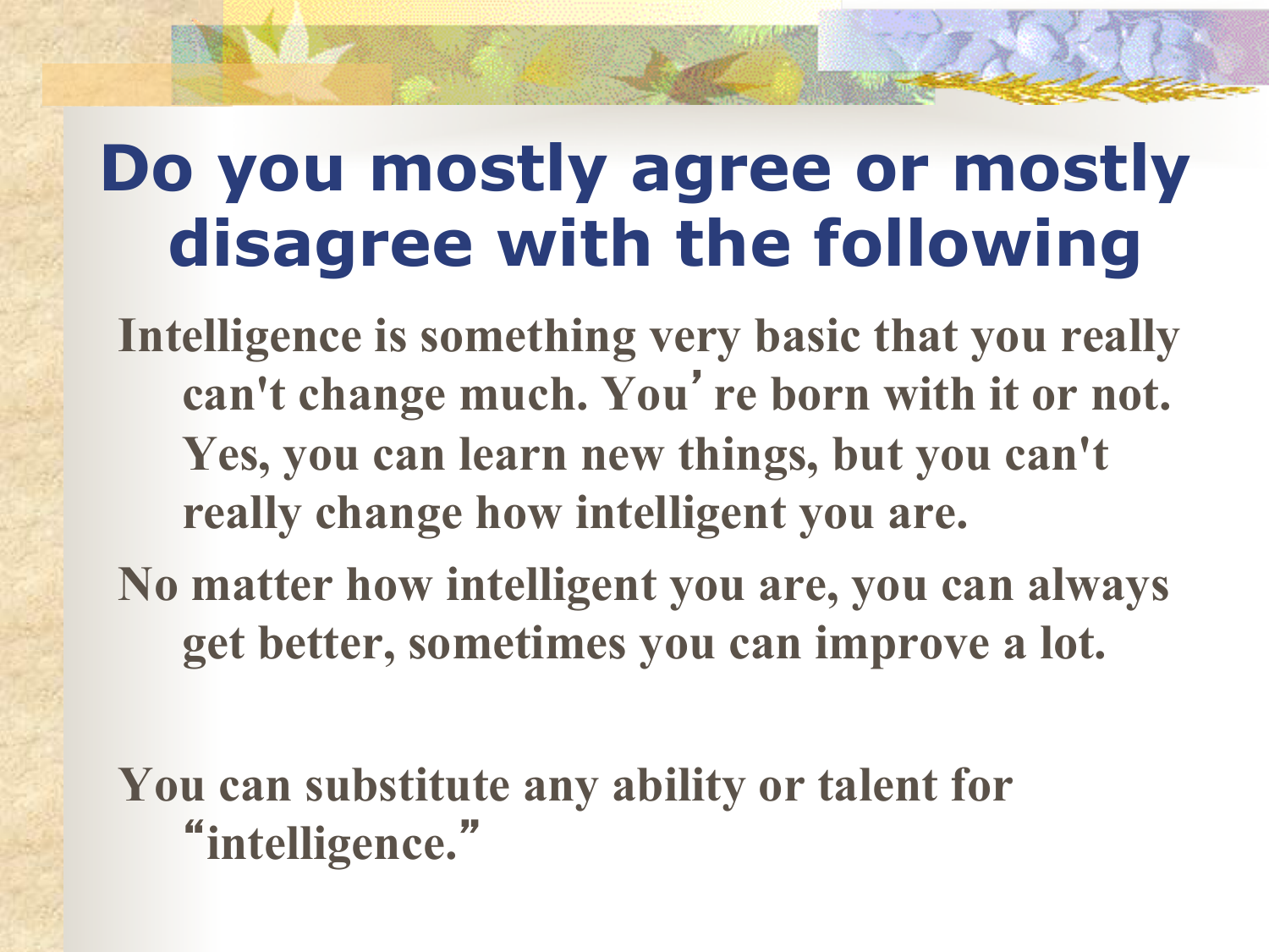# Do you mostly agree or mostly disagree with the following

Intelligence is something very basic that you really can't change much. You're born with it or not. Yes, you can learn new things, but you can't really change how intelligent you are.

No matter how intelligent you are, you can always get better, sometimes you can improve a lot.

You can substitute any ability or talent for "intelligence."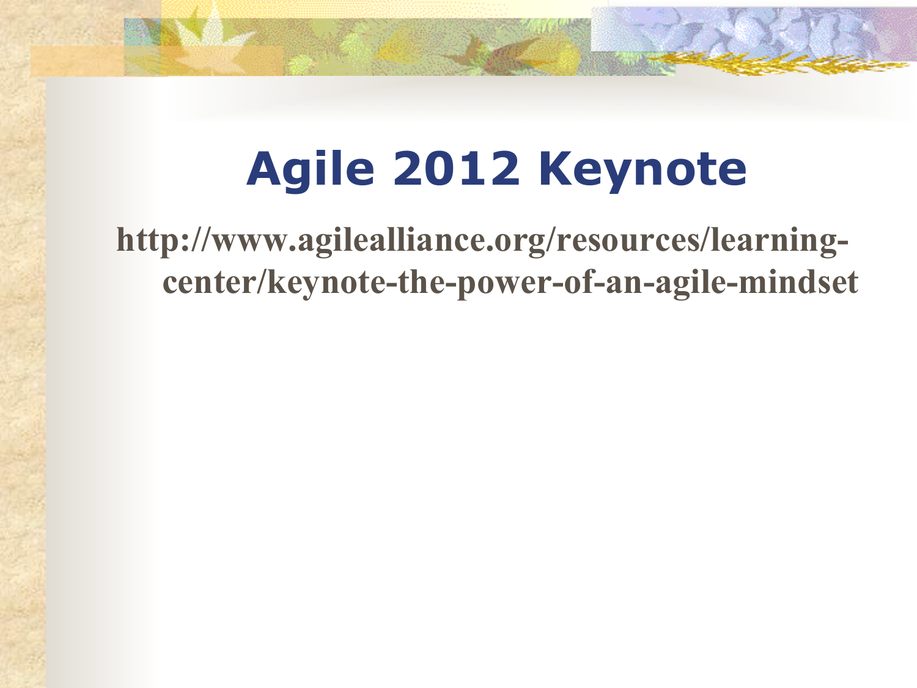# Agile 2012 Keynote

http://www.agilealliance.org/resources/learning-center/keynote-the-power-of-an-agile-mindset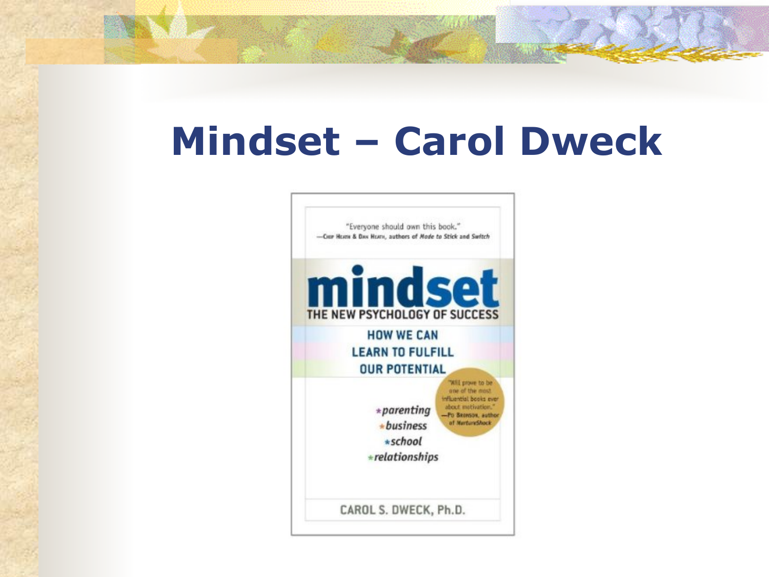# Mindset – Carol Dweck

"Everyone should own this book."
—Chip Heath & Dan Heath, authors of *Made to Stick* and *Switch*

**mindset**

**THE NEW PSYCHOLOGY OF SUCCESS**

**HOW WE CAN LEARN TO FULFILL OUR POTENTIAL**

"Will prove to be one of the most influential books ever about motivation."
—Po Bronson, author of *NurtureShock*

- *parenting*
- *business*
- *school*
- *relationships*

CAROL S. DWECK, Ph.D.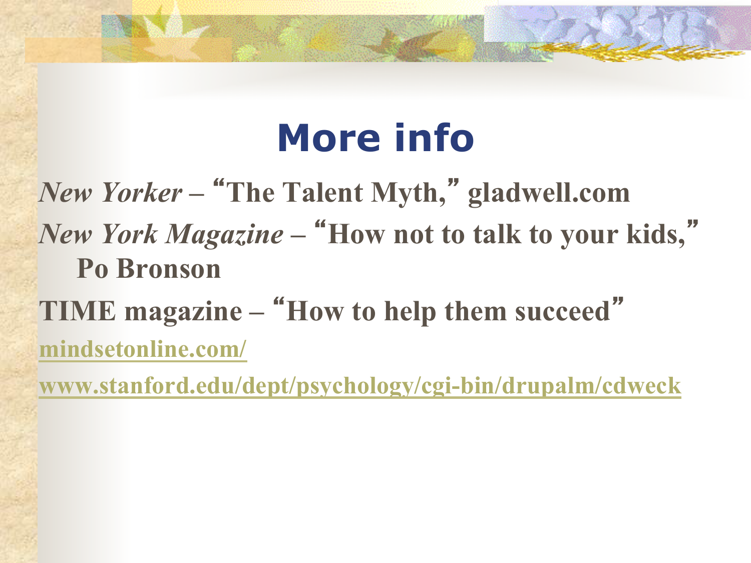# More info

*New Yorker* – "The Talent Myth," gladwell.com

*New York Magazine* – "How not to talk to your kids," Po Bronson

TIME magazine – "How to help them succeed"

mindsetonline.com/

www.stanford.edu/dept/psychology/cgi-bin/drupalm/cdweck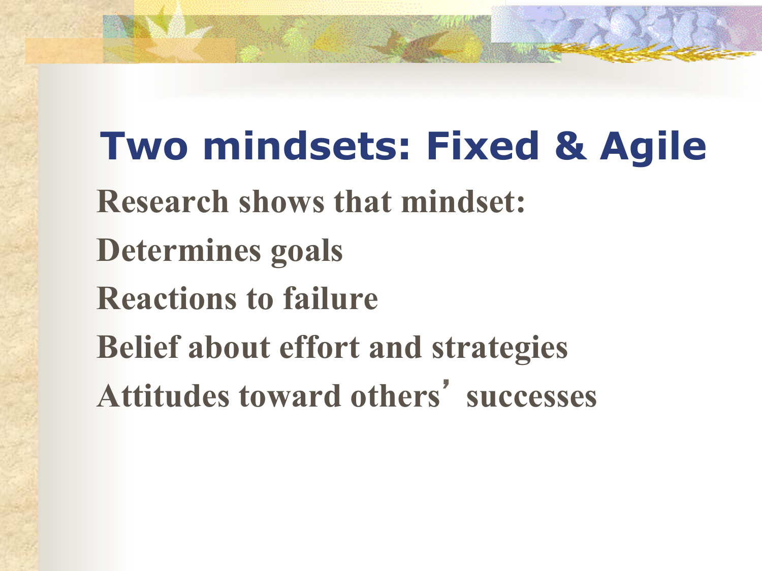# Two mindsets: Fixed & Agile

Research shows that mindset:

Determines goals

Reactions to failure

Belief about effort and strategies

Attitudes toward others' successes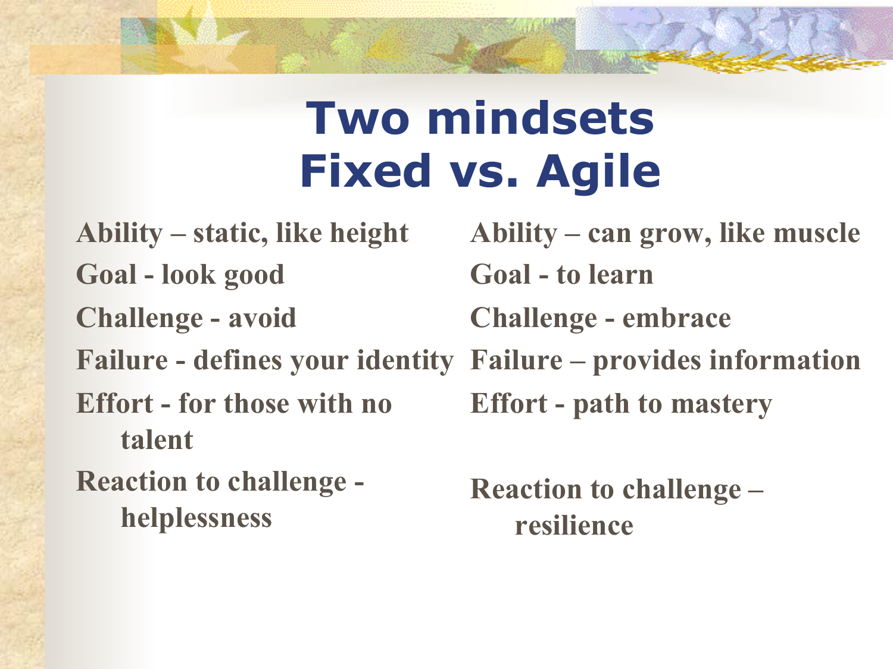# Two mindsets
# Fixed vs. Agile

| Fixed | Agile |
| --- | --- |
| Ability – static, like height | Ability – can grow, like muscle |
| Goal - look good | Goal - to learn |
| Challenge - avoid | Challenge - embrace |
| Failure - defines your identity | Failure – provides information |
| Effort - for those with no talent | Effort - path to mastery |
| Reaction to challenge - helplessness | Reaction to challenge – resilience |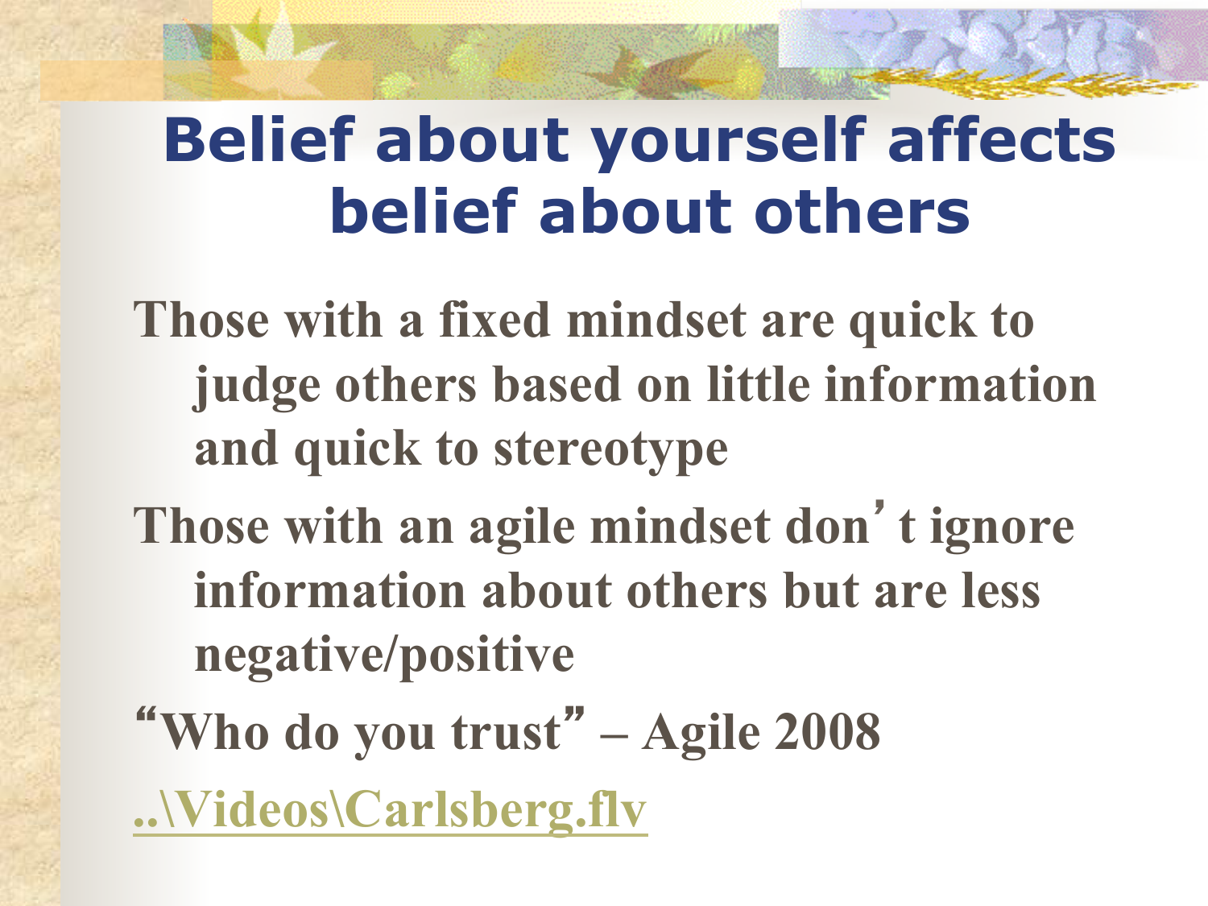# Belief about yourself affects belief about others

- Those with a fixed mindset are quick to judge others based on little information and quick to stereotype
- Those with an agile mindset don't ignore information about others but are less negative/positive
- "Who do you trust" – Agile 2008
- ..\Videos\Carlsberg.flv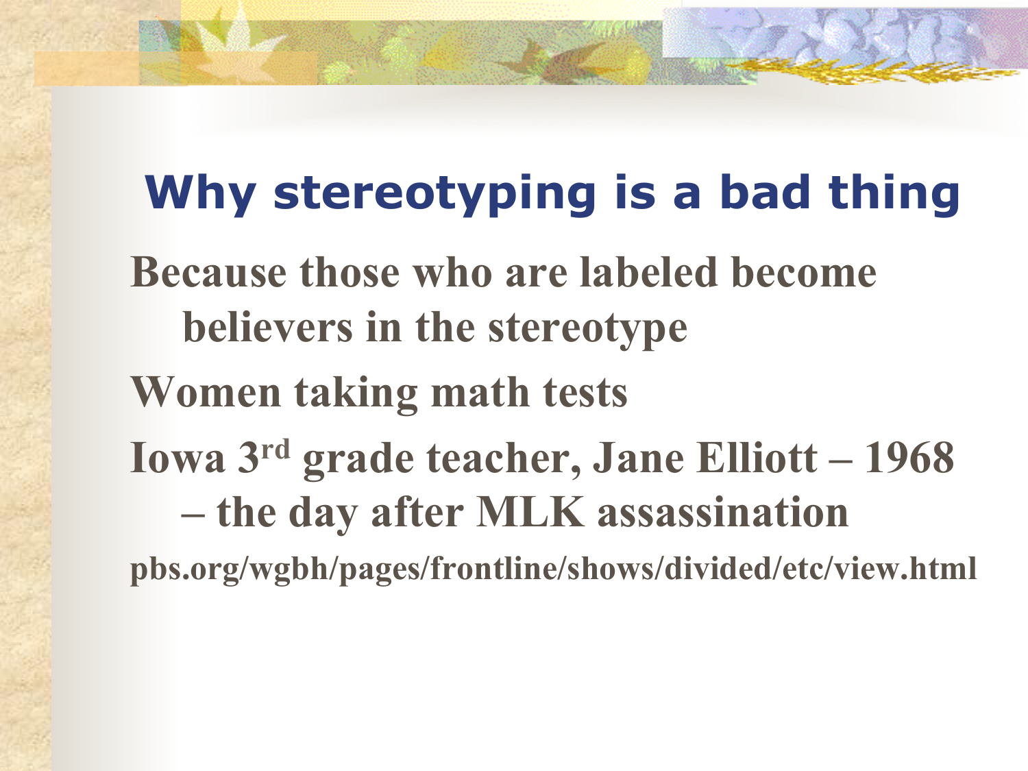# Why stereotyping is a bad thing

Because those who are labeled become believers in the stereotype

Women taking math tests

Iowa 3rd grade teacher, Jane Elliott – 1968 – the day after MLK assassination

pbs.org/wgbh/pages/frontline/shows/divided/etc/view.html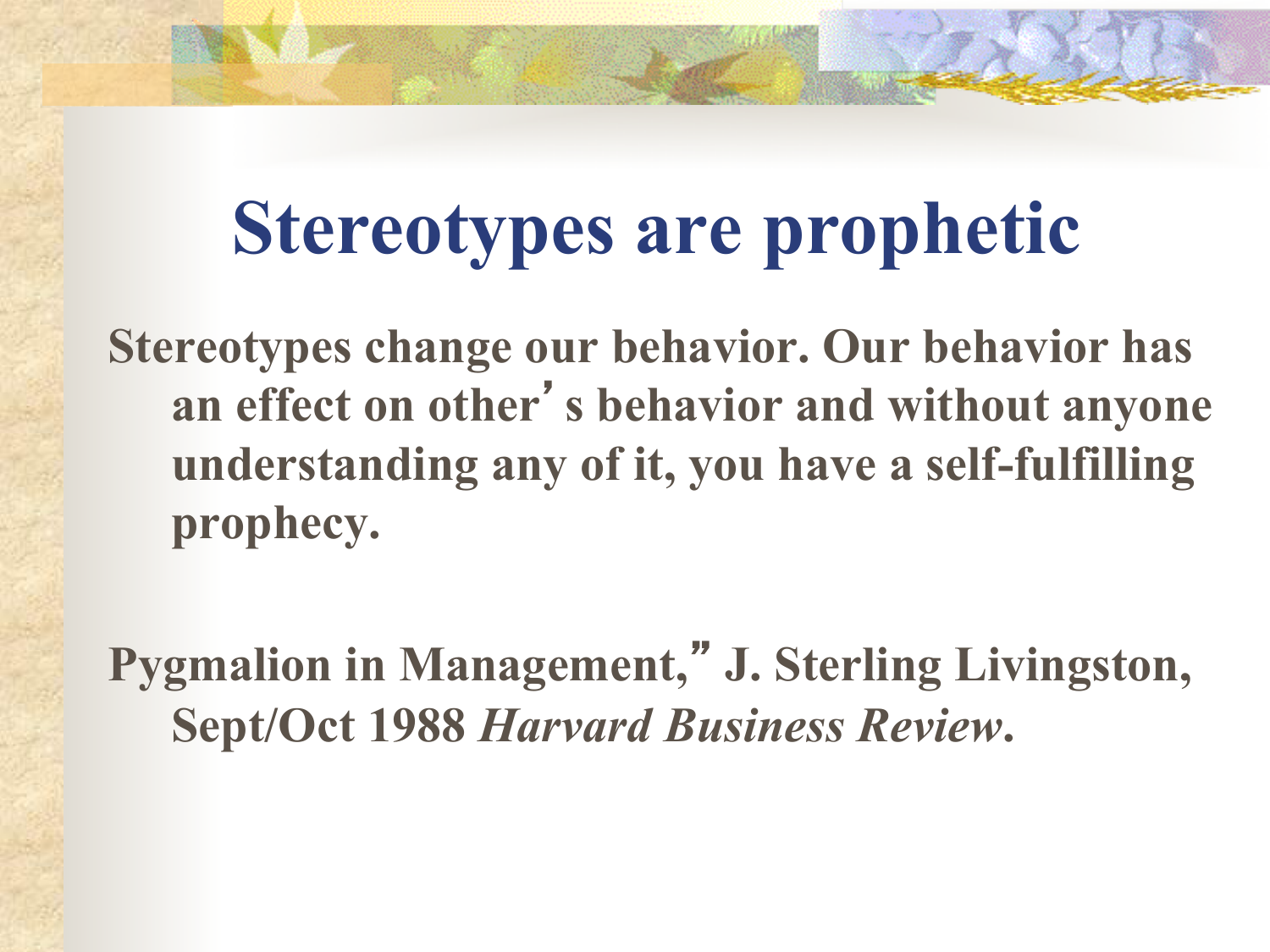# Stereotypes are prophetic

Stereotypes change our behavior. Our behavior has an effect on other's behavior and without anyone understanding any of it, you have a self-fulfilling prophecy.

Pygmalion in Management," J. Sterling Livingston, Sept/Oct 1988 *Harvard Business Review*.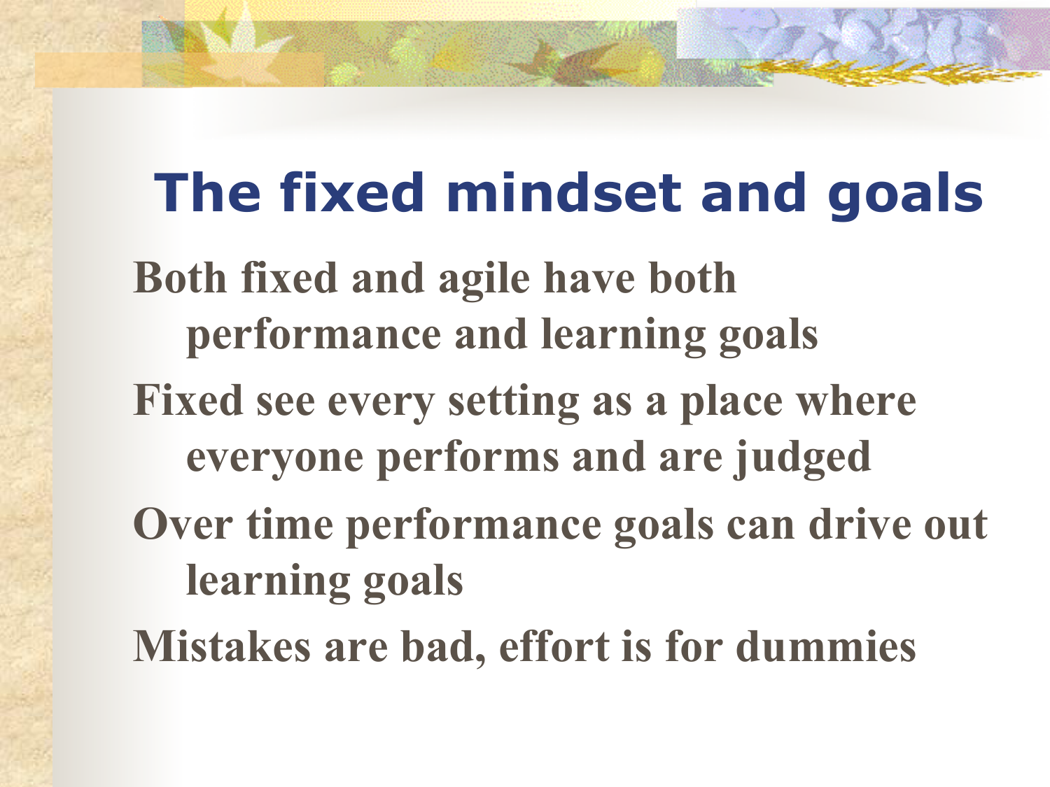# The fixed mindset and goals

- Both fixed and agile have both performance and learning goals
- Fixed see every setting as a place where everyone performs and are judged
- Over time performance goals can drive out learning goals
- Mistakes are bad, effort is for dummies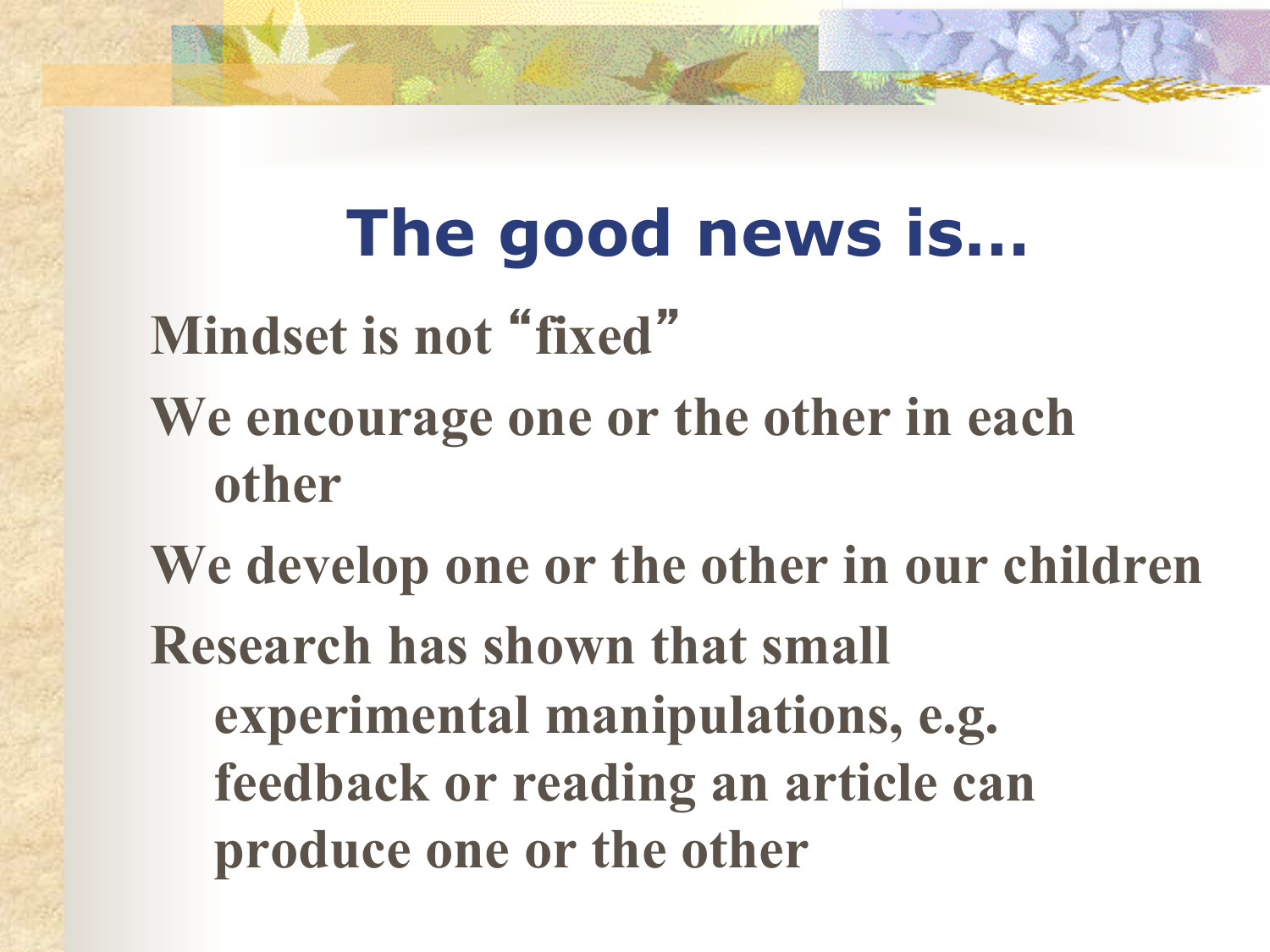# The good news is…

- Mindset is not "fixed"
- We encourage one or the other in each other
- We develop one or the other in our children
- Research has shown that small experimental manipulations, e.g. feedback or reading an article can produce one or the other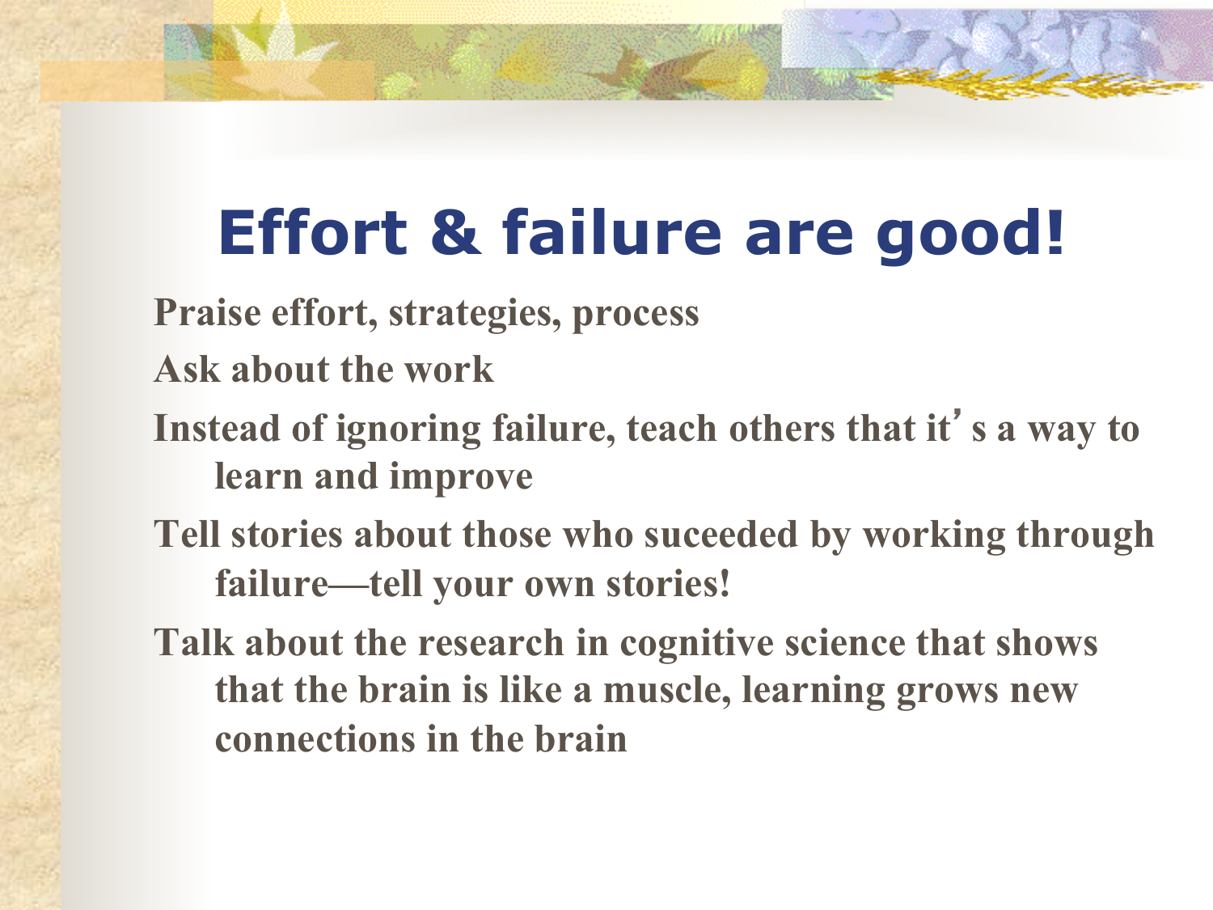# Effort & failure are good!

- Praise effort, strategies, process
- Ask about the work
- Instead of ignoring failure, teach others that it's a way to learn and improve
- Tell stories about those who suceeded by working through failure—tell your own stories!
- Talk about the research in cognitive science that shows that the brain is like a muscle, learning grows new connections in the brain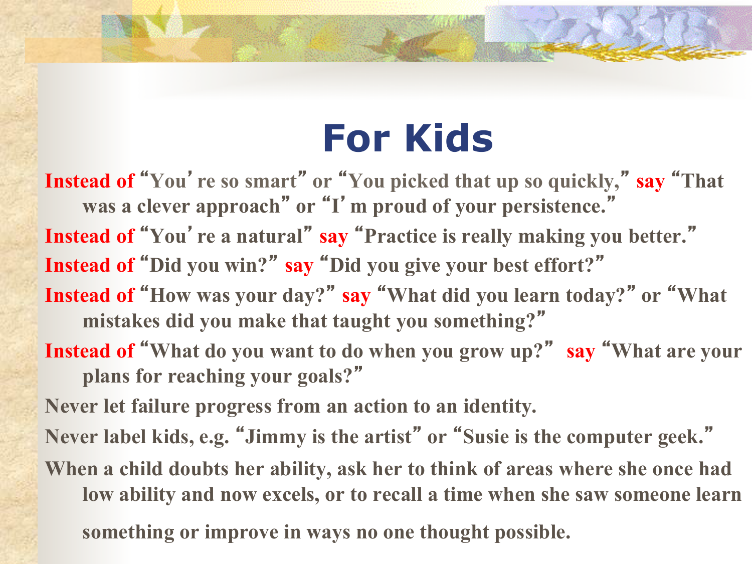# For Kids

- Instead of "You're so smart" or "You picked that up so quickly," say "That was a clever approach" or "I'm proud of your persistence."
- Instead of "You're a natural" say "Practice is really making you better."
- Instead of "Did you win?" say "Did you give your best effort?"
- Instead of "How was your day?" say "What did you learn today?" or "What mistakes did you make that taught you something?"
- Instead of "What do you want to do when you grow up?" say "What are your plans for reaching your goals?"
- Never let failure progress from an action to an identity.
- Never label kids, e.g. "Jimmy is the artist" or "Susie is the computer geek."
- When a child doubts her ability, ask her to think of areas where she once had low ability and now excels, or to recall a time when she saw someone learn something or improve in ways no one thought possible.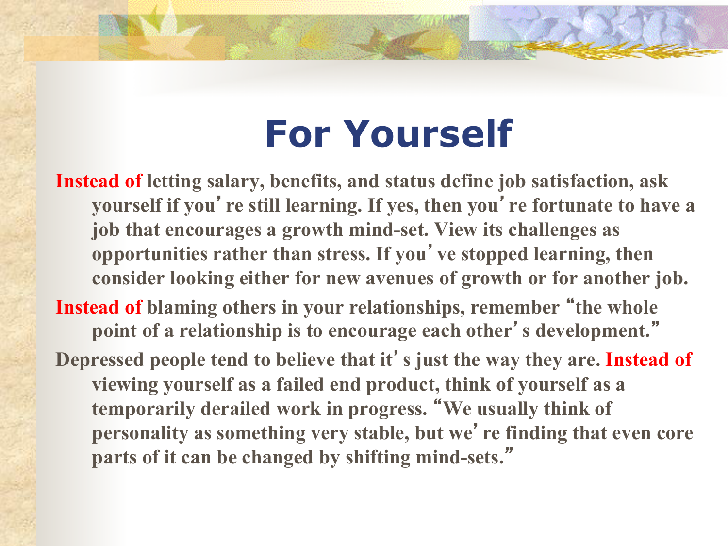# For Yourself

**Instead of** letting salary, benefits, and status define job satisfaction, ask yourself if you're still learning. If yes, then you're fortunate to have a job that encourages a growth mind-set. View its challenges as opportunities rather than stress. If you've stopped learning, then consider looking either for new avenues of growth or for another job.

**Instead of** blaming others in your relationships, remember "the whole point of a relationship is to encourage each other's development."

Depressed people tend to believe that it's just the way they are. **Instead of** viewing yourself as a failed end product, think of yourself as a temporarily derailed work in progress. "We usually think of personality as something very stable, but we're finding that even core parts of it can be changed by shifting mind-sets."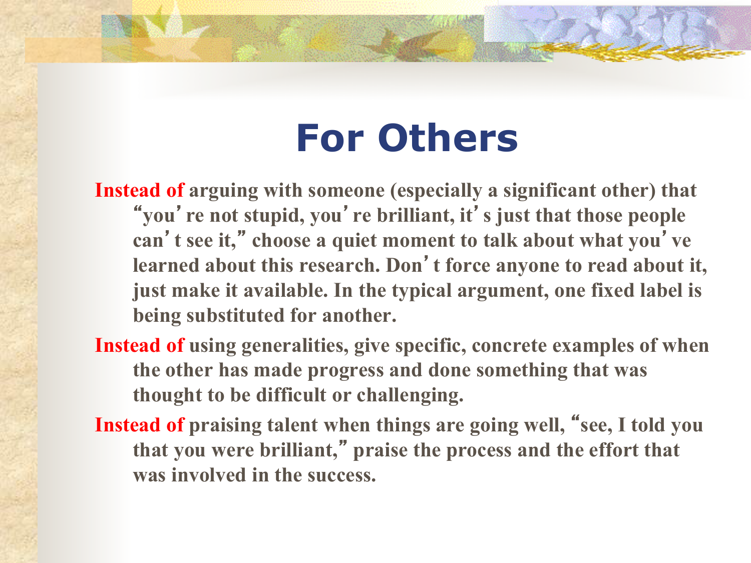# For Others

**Instead of** arguing with someone (especially a significant other) that "you're not stupid, you're brilliant, it's just that those people can't see it," choose a quiet moment to talk about what you've learned about this research. Don't force anyone to read about it, just make it available. In the typical argument, one fixed label is being substituted for another.

**Instead of** using generalities, give specific, concrete examples of when the other has made progress and done something that was thought to be difficult or challenging.

**Instead of** praising talent when things are going well, "see, I told you that you were brilliant," praise the process and the effort that was involved in the success.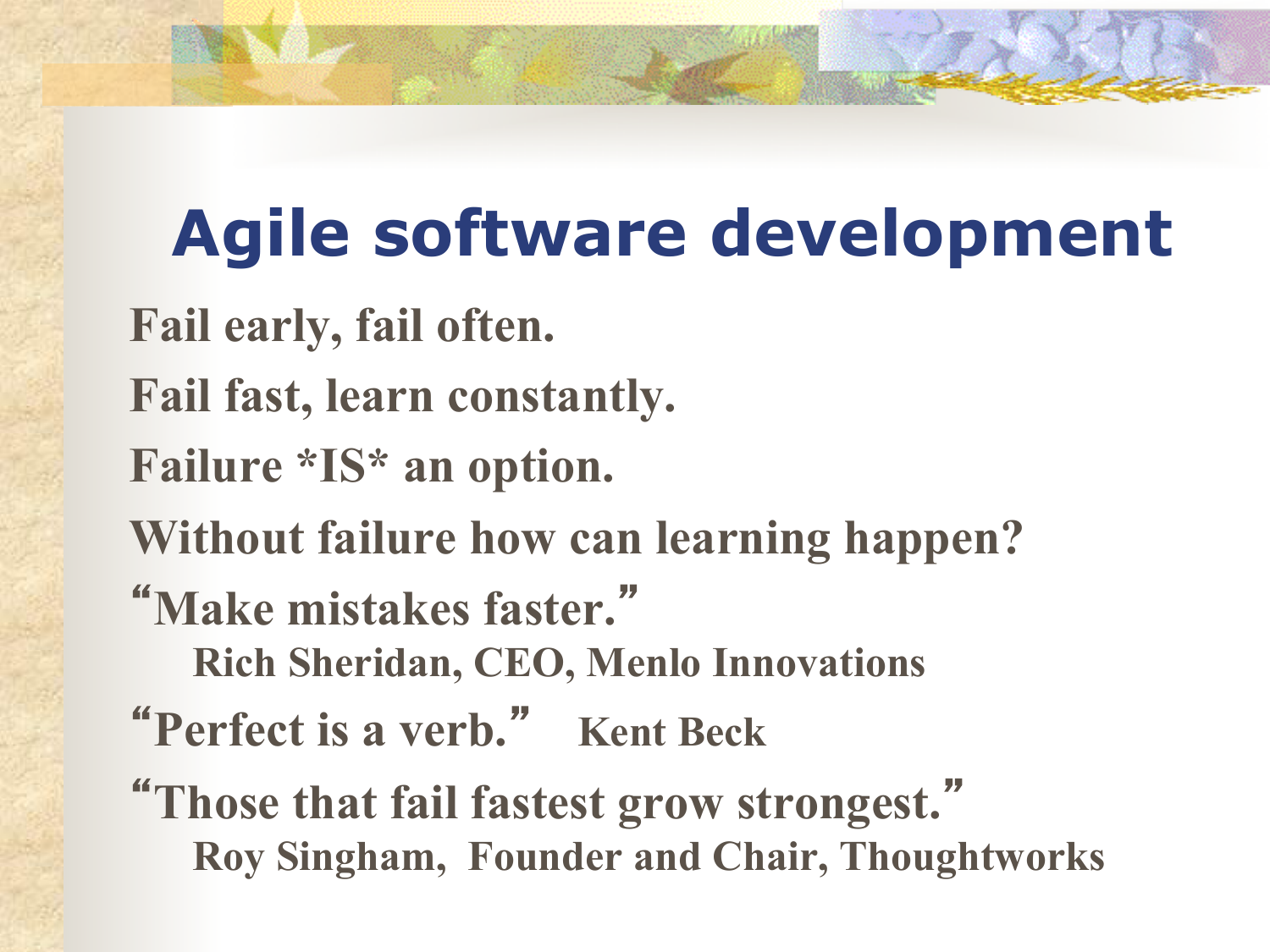# Agile software development

Fail early, fail often.

Fail fast, learn constantly.

Failure *IS* an option.

Without failure how can learning happen?

"Make mistakes faster."
    Rich Sheridan, CEO, Menlo Innovations

"Perfect is a verb."    Kent Beck

"Those that fail fastest grow strongest."
    Roy Singham,  Founder and Chair, Thoughtworks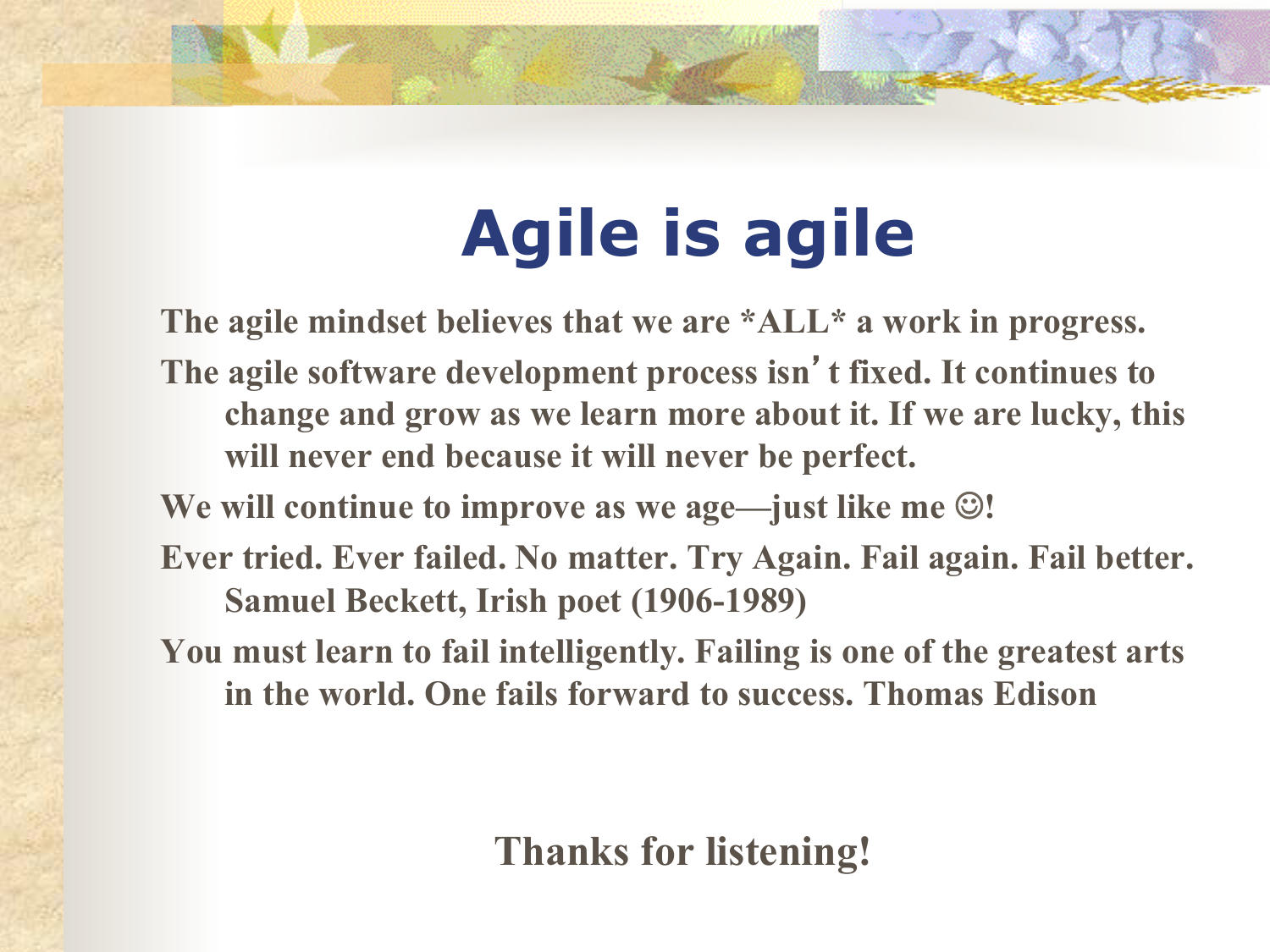# Agile is agile

- The agile mindset believes that we are *ALL* a work in progress.
- The agile software development process isn't fixed. It continues to change and grow as we learn more about it. If we are lucky, this will never end because it will never be perfect.
- We will continue to improve as we age—just like me ☺!
- Ever tried. Ever failed. No matter. Try Again. Fail again. Fail better. Samuel Beckett, Irish poet (1906-1989)
- You must learn to fail intelligently. Failing is one of the greatest arts in the world. One fails forward to success. Thomas Edison

Thanks for listening!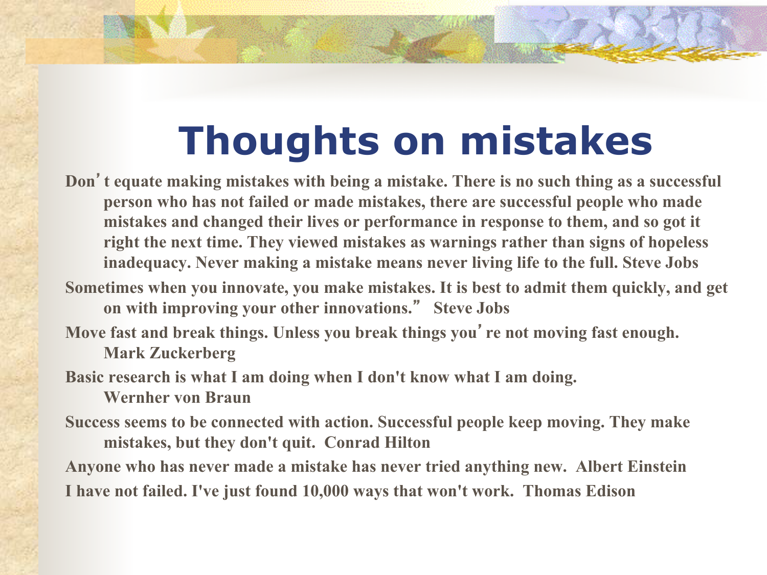# Thoughts on mistakes

Don't equate making mistakes with being a mistake. There is no such thing as a successful person who has not failed or made mistakes, there are successful people who made mistakes and changed their lives or performance in response to them, and so got it right the next time. They viewed mistakes as warnings rather than signs of hopeless inadequacy. Never making a mistake means never living life to the full. Steve Jobs

Sometimes when you innovate, you make mistakes. It is best to admit them quickly, and get on with improving your other innovations." Steve Jobs

Move fast and break things. Unless you break things you're not moving fast enough. Mark Zuckerberg

Basic research is what I am doing when I don't know what I am doing. Wernher von Braun

Success seems to be connected with action. Successful people keep moving. They make mistakes, but they don't quit. Conrad Hilton

Anyone who has never made a mistake has never tried anything new. Albert Einstein

I have not failed. I've just found 10,000 ways that won't work. Thomas Edison